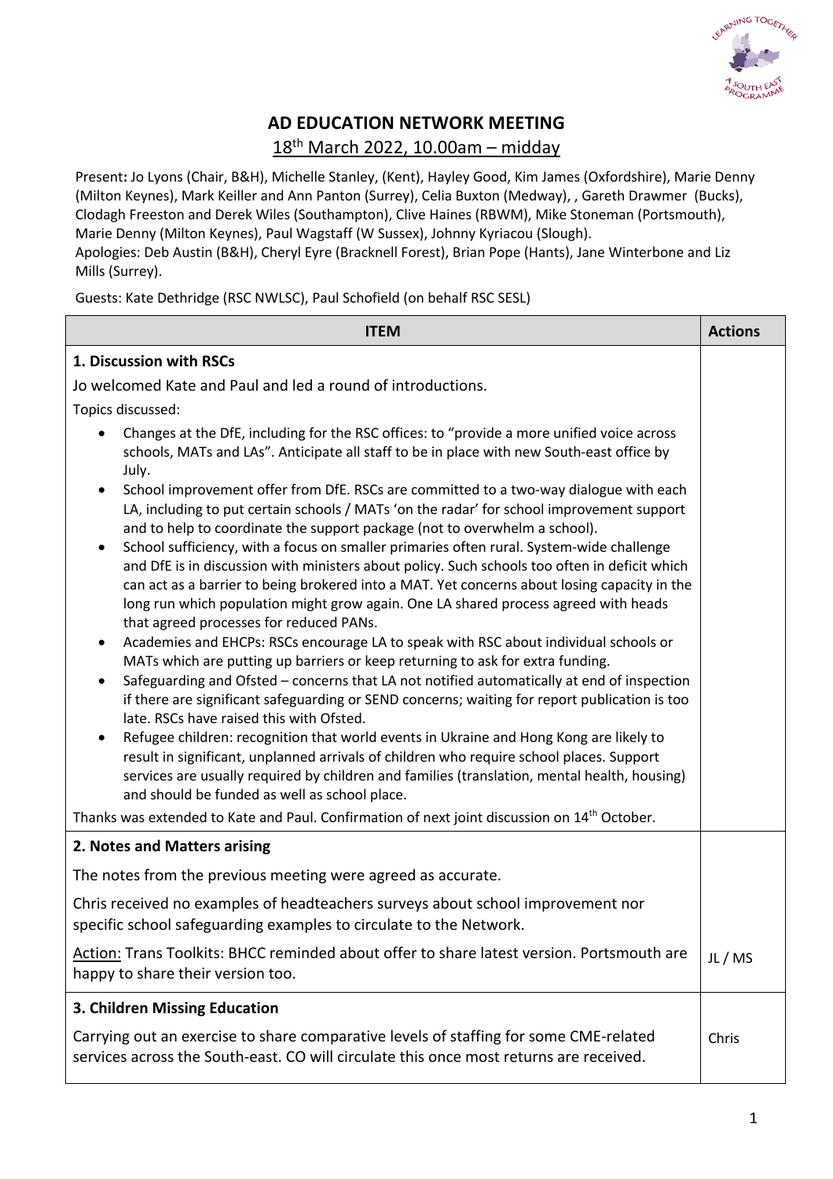# AD EDUCATION NETWORK MEETING

18th March 2022, 10.00am – midday

Present**:** Jo Lyons (Chair, B&H), Michelle Stanley, (Kent), Hayley Good, Kim James (Oxfordshire), Marie Denny (Milton Keynes), Mark Keiller and Ann Panton (Surrey), Celia Buxton (Medway), , Gareth Drawmer (Bucks), Clodagh Freeston and Derek Wiles (Southampton), Clive Haines (RBWM), Mike Stoneman (Portsmouth), Marie Denny (Milton Keynes), Paul Wagstaff (W Sussex), Johnny Kyriacou (Slough).
Apologies: Deb Austin (B&H), Cheryl Eyre (Bracknell Forest), Brian Pope (Hants), Jane Winterbone and Liz Mills (Surrey).

Guests: Kate Dethridge (RSC NWLSC), Paul Schofield (on behalf RSC SESL)

| ITEM | Actions |
|---|---|
| **1. Discussion with RSCs**<br><br>Jo welcomed Kate and Paul and led a round of introductions.<br><br>Topics discussed:<br><br>• Changes at the DfE, including for the RSC offices: to "provide a more unified voice across schools, MATs and LAs". Anticipate all staff to be in place with new South-east office by July.<br>• School improvement offer from DfE. RSCs are committed to a two-way dialogue with each LA, including to put certain schools / MATs 'on the radar' for school improvement support and to help to coordinate the support package (not to overwhelm a school).<br>• School sufficiency, with a focus on smaller primaries often rural. System-wide challenge and DfE is in discussion with ministers about policy. Such schools too often in deficit which can act as a barrier to being brokered into a MAT. Yet concerns about losing capacity in the long run which population might grow again. One LA shared process agreed with heads that agreed processes for reduced PANs.<br>• Academies and EHCPs: RSCs encourage LA to speak with RSC about individual schools or MATs which are putting up barriers or keep returning to ask for extra funding.<br>• Safeguarding and Ofsted – concerns that LA not notified automatically at end of inspection if there are significant safeguarding or SEND concerns; waiting for report publication is too late. RSCs have raised this with Ofsted.<br>• Refugee children: recognition that world events in Ukraine and Hong Kong are likely to result in significant, unplanned arrivals of children who require school places. Support services are usually required by children and families (translation, mental health, housing) and should be funded as well as school place.<br><br>Thanks was extended to Kate and Paul. Confirmation of next joint discussion on 14th October. | |
| **2. Notes and Matters arising**<br><br>The notes from the previous meeting were agreed as accurate.<br><br>Chris received no examples of headteachers surveys about school improvement nor specific school safeguarding examples to circulate to the Network.<br><br><u>Action:</u> Trans Toolkits: BHCC reminded about offer to share latest version. Portsmouth are happy to share their version too. | <br><br><br><br><br><br><br>JL / MS |
| **3. Children Missing Education**<br><br>Carrying out an exercise to share comparative levels of staffing for some CME-related services across the South-east. CO will circulate this once most returns are received. | <br><br>Chris |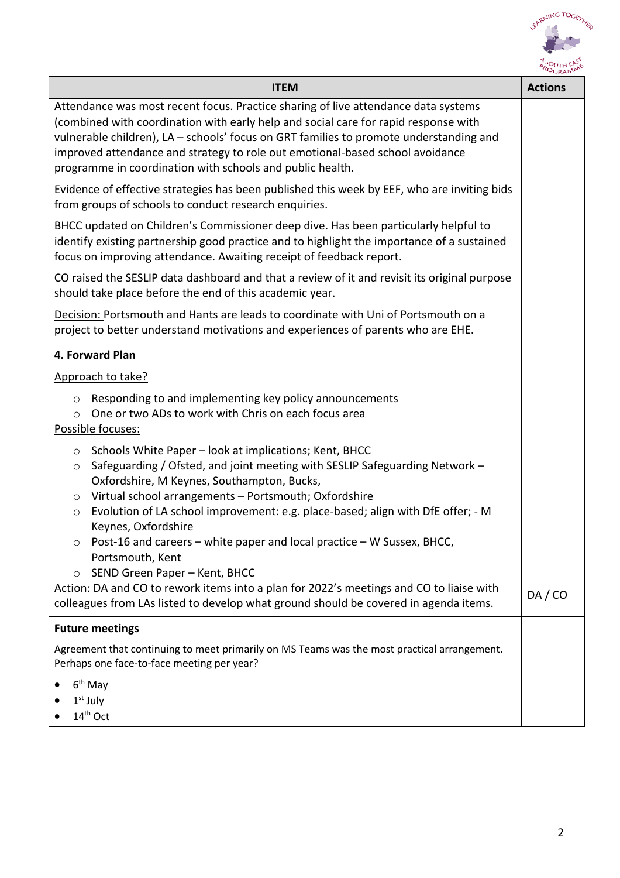| ITEM | Actions |
|---|---|
| Attendance was most recent focus. Practice sharing of live attendance data systems (combined with coordination with early help and social care for rapid response with vulnerable children), LA – schools' focus on GRT families to promote understanding and improved attendance and strategy to role out emotional-based school avoidance programme in coordination with schools and public health.<br><br>Evidence of effective strategies has been published this week by EEF, who are inviting bids from groups of schools to conduct research enquiries.<br><br>BHCC updated on Children's Commissioner deep dive. Has been particularly helpful to identify existing partnership good practice and to highlight the importance of a sustained focus on improving attendance. Awaiting receipt of feedback report.<br><br>CO raised the SESLIP data dashboard and that a review of it and revisit its original purpose should take place before the end of this academic year.<br><br>Decision: Portsmouth and Hants are leads to coordinate with Uni of Portsmouth on a project to better understand motivations and experiences of parents who are EHE. | |
| **4. Forward Plan**<br><br>Approach to take?<br>◦ Responding to and implementing key policy announcements<br>◦ One or two ADs to work with Chris on each focus area<br><br>Possible focuses:<br>◦ Schools White Paper – look at implications; Kent, BHCC<br>◦ Safeguarding / Ofsted, and joint meeting with SESLIP Safeguarding Network – Oxfordshire, M Keynes, Southampton, Bucks,<br>◦ Virtual school arrangements – Portsmouth; Oxfordshire<br>◦ Evolution of LA school improvement: e.g. place-based; align with DfE offer; - M Keynes, Oxfordshire<br>◦ Post-16 and careers – white paper and local practice – W Sussex, BHCC, Portsmouth, Kent<br>◦ SEND Green Paper – Kent, BHCC<br><br>Action: DA and CO to rework items into a plan for 2022's meetings and CO to liaise with colleagues from LAs listed to develop what ground should be covered in agenda items. | DA / CO |
| **Future meetings**<br><br>Agreement that continuing to meet primarily on MS Teams was the most practical arrangement. Perhaps one face-to-face meeting per year?<br><br>• 6th May<br>• 1st July<br>• 14th Oct | |